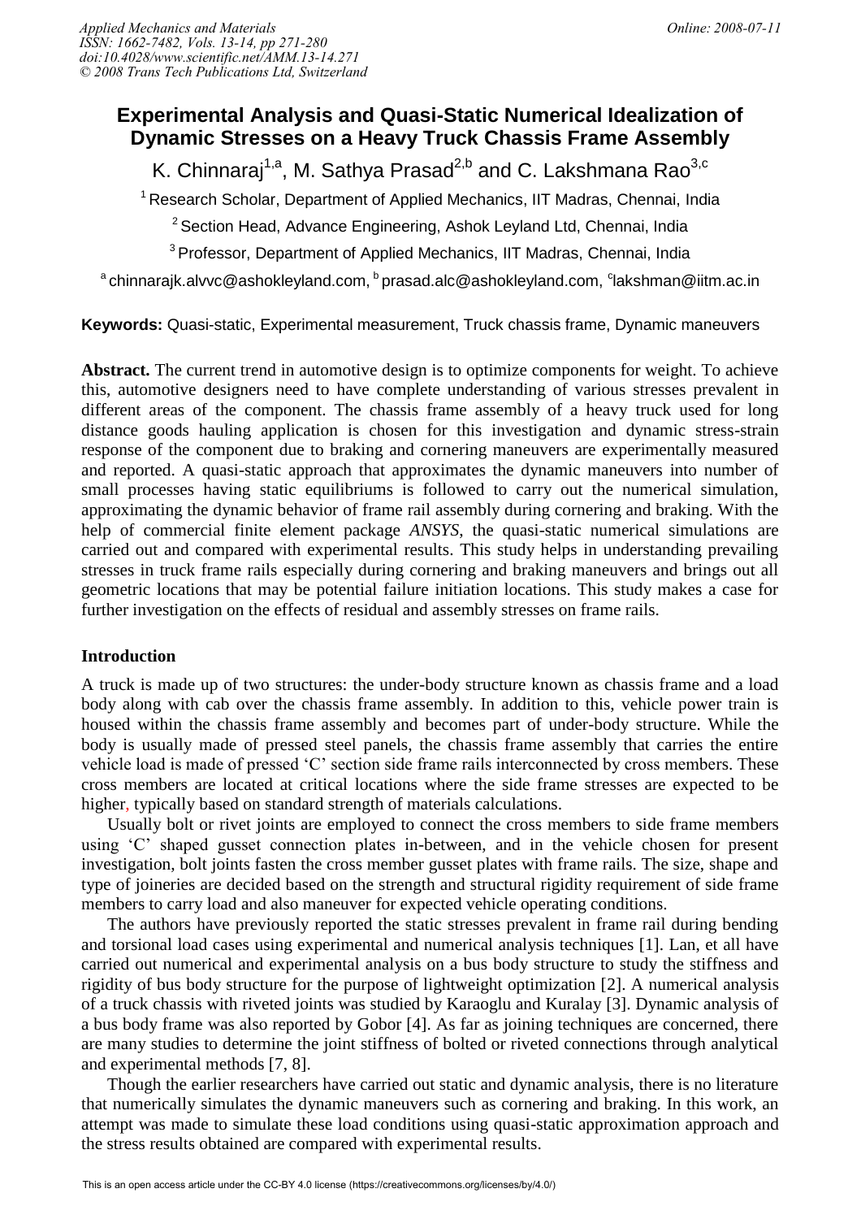# Experimental Analysis and Quasi-Static Numerical Idealization of Dynamic Stresses on a Heavy Truck Chassis Frame Assembly

K. Chinnaraj[1,a], M. Sathya Prasad[2,b] and C. Lakshmana Rao[3,c]

[1] Research Scholar, Department of Applied Mechanics, IIT Madras, Chennai, India

[2] Section Head, Advance Engineering, Ashok Leyland Ltd, Chennai, India

[3] Professor, Department of Applied Mechanics, IIT Madras, Chennai, India

[a] chinnarajk.alvvc@ashokleyland.com, [b] prasad.alc@ashokleyland.com, [c] lakshman@iitm.ac.in

**Keywords:** Quasi-static, Experimental measurement, Truck chassis frame, Dynamic maneuvers

**Abstract.** The current trend in automotive design is to optimize components for weight. To achieve this, automotive designers need to have complete understanding of various stresses prevalent in different areas of the component. The chassis frame assembly of a heavy truck used for long distance goods hauling application is chosen for this investigation and dynamic stress-strain response of the component due to braking and cornering maneuvers are experimentally measured and reported. A quasi-static approach that approximates the dynamic maneuvers into number of small processes having static equilibriums is followed to carry out the numerical simulation, approximating the dynamic behavior of frame rail assembly during cornering and braking. With the help of commercial finite element package *ANSYS*, the quasi-static numerical simulations are carried out and compared with experimental results. This study helps in understanding prevailing stresses in truck frame rails especially during cornering and braking maneuvers and brings out all geometric locations that may be potential failure initiation locations. This study makes a case for further investigation on the effects of residual and assembly stresses on frame rails.

## Introduction

A truck is made up of two structures: the under-body structure known as chassis frame and a load body along with cab over the chassis frame assembly. In addition to this, vehicle power train is housed within the chassis frame assembly and becomes part of under-body structure. While the body is usually made of pressed steel panels, the chassis frame assembly that carries the entire vehicle load is made of pressed 'C' section side frame rails interconnected by cross members. These cross members are located at critical locations where the side frame stresses are expected to be higher, typically based on standard strength of materials calculations.

Usually bolt or rivet joints are employed to connect the cross members to side frame members using 'C' shaped gusset connection plates in-between, and in the vehicle chosen for present investigation, bolt joints fasten the cross member gusset plates with frame rails. The size, shape and type of joineries are decided based on the strength and structural rigidity requirement of side frame members to carry load and also maneuver for expected vehicle operating conditions.

The authors have previously reported the static stresses prevalent in frame rail during bending and torsional load cases using experimental and numerical analysis techniques [1]. Lan, et all have carried out numerical and experimental analysis on a bus body structure to study the stiffness and rigidity of bus body structure for the purpose of lightweight optimization [2]. A numerical analysis of a truck chassis with riveted joints was studied by Karaoglu and Kuralay [3]. Dynamic analysis of a bus body frame was also reported by Gobor [4]. As far as joining techniques are concerned, there are many studies to determine the joint stiffness of bolted or riveted connections through analytical and experimental methods [7, 8].

Though the earlier researchers have carried out static and dynamic analysis, there is no literature that numerically simulates the dynamic maneuvers such as cornering and braking. In this work, an attempt was made to simulate these load conditions using quasi-static approximation approach and the stress results obtained are compared with experimental results.

This is an open access article under the CC-BY 4.0 license (https://creativecommons.org/licenses/by/4.0/)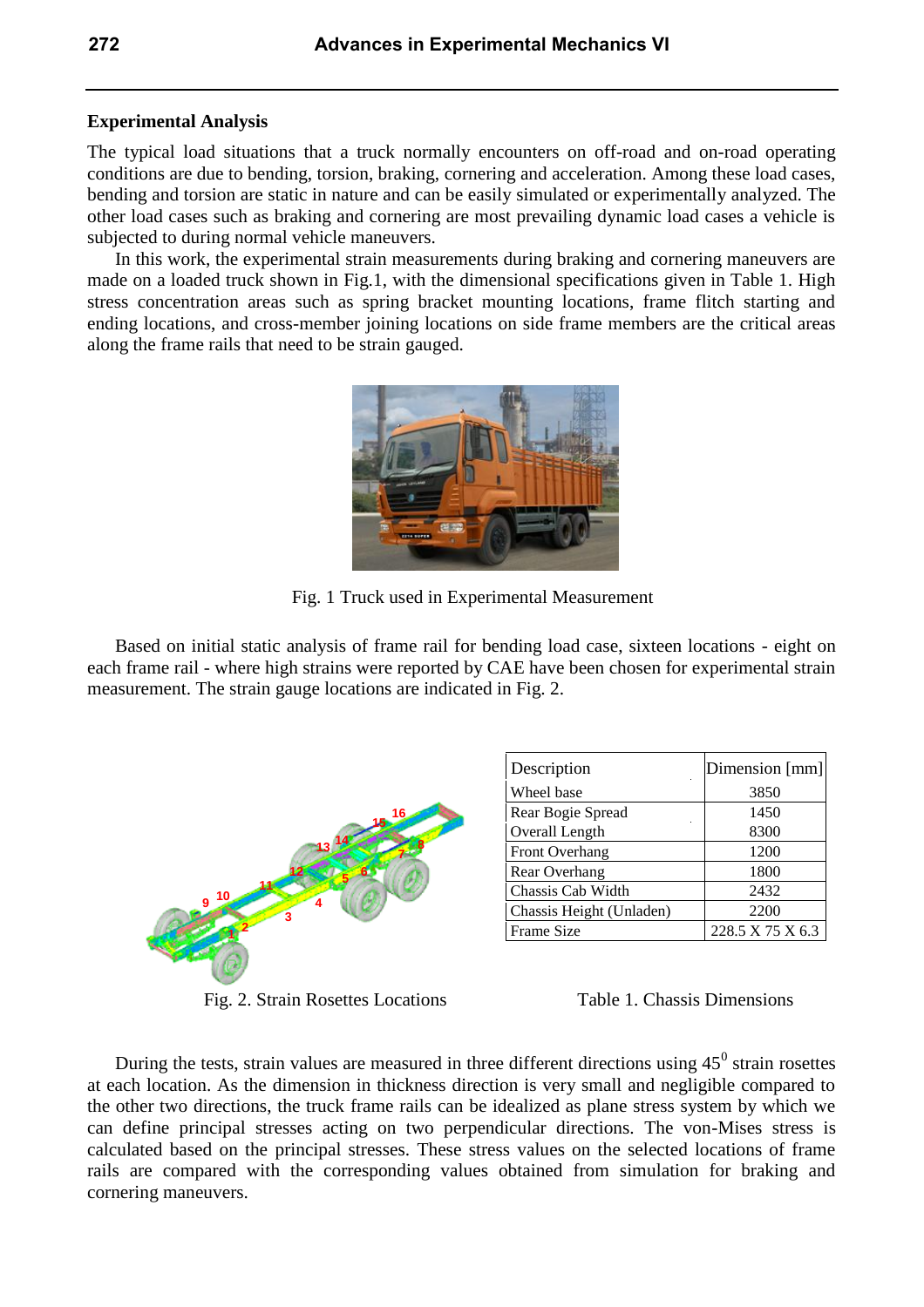## Experimental Analysis

The typical load situations that a truck normally encounters on off-road and on-road operating conditions are due to bending, torsion, braking, cornering and acceleration. Among these load cases, bending and torsion are static in nature and can be easily simulated or experimentally analyzed. The other load cases such as braking and cornering are most prevailing dynamic load cases a vehicle is subjected to during normal vehicle maneuvers.

In this work, the experimental strain measurements during braking and cornering maneuvers are made on a loaded truck shown in Fig.1, with the dimensional specifications given in Table 1. High stress concentration areas such as spring bracket mounting locations, frame flitch starting and ending locations, and cross-member joining locations on side frame members are the critical areas along the frame rails that need to be strain gauged.

Fig. 1 Truck used in Experimental Measurement

Based on initial static analysis of frame rail for bending load case, sixteen locations - eight on each frame rail - where high strains were reported by CAE have been chosen for experimental strain measurement. The strain gauge locations are indicated in Fig. 2.

Fig. 2. Strain Rosettes Locations

| Description | Dimension [mm] |
|---|---|
| Wheel base | 3850 |
| Rear Bogie Spread | 1450 |
| Overall Length | 8300 |
| Front Overhang | 1200 |
| Rear Overhang | 1800 |
| Chassis Cab Width | 2432 |
| Chassis Height (Unladen) | 2200 |
| Frame Size | 228.5 X 75 X 6.3 |

Table 1. Chassis Dimensions

During the tests, strain values are measured in three different directions using $45^0$ strain rosettes at each location. As the dimension in thickness direction is very small and negligible compared to the other two directions, the truck frame rails can be idealized as plane stress system by which we can define principal stresses acting on two perpendicular directions. The von-Mises stress is calculated based on the principal stresses. These stress values on the selected locations of frame rails are compared with the corresponding values obtained from simulation for braking and cornering maneuvers.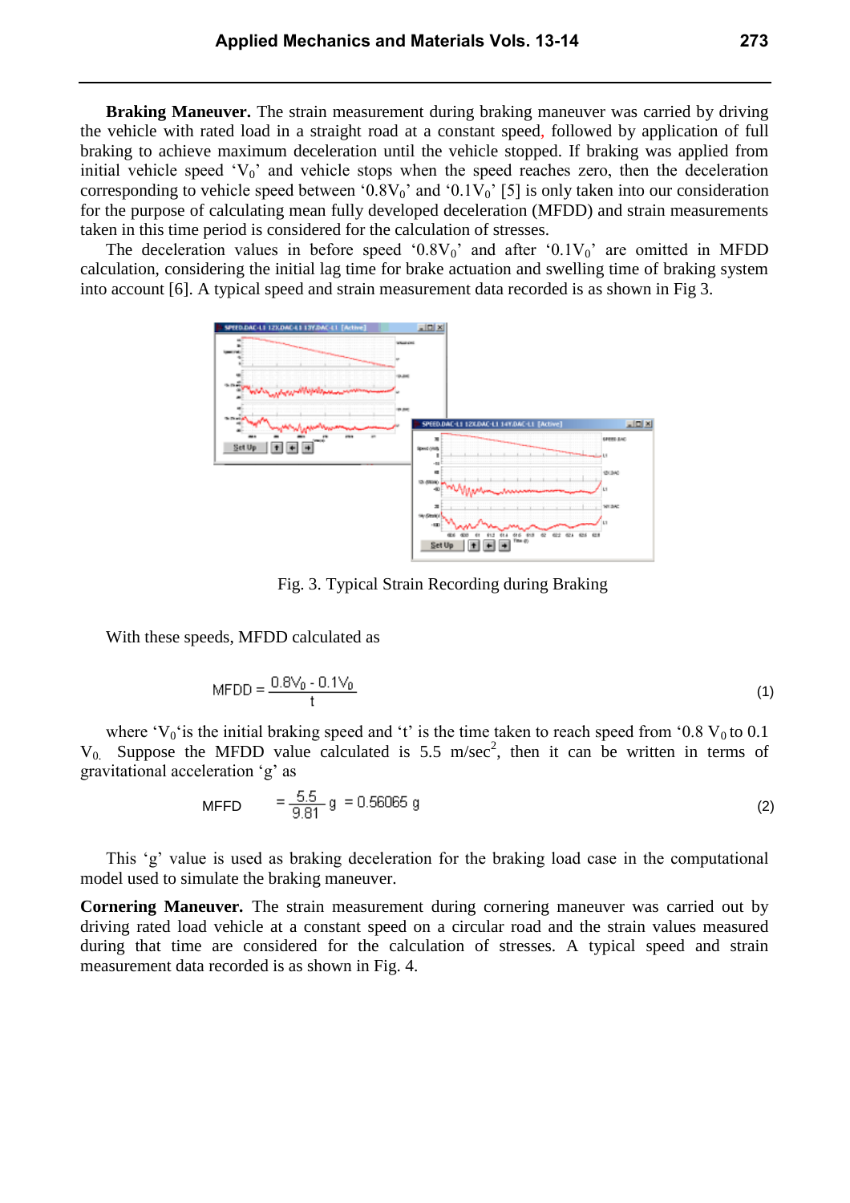**Braking Maneuver.** The strain measurement during braking maneuver was carried by driving the vehicle with rated load in a straight road at a constant speed, followed by application of full braking to achieve maximum deceleration until the vehicle stopped. If braking was applied from initial vehicle speed '$V_0$' and vehicle stops when the speed reaches zero, then the deceleration corresponding to vehicle speed between '$0.8V_0$' and '$0.1V_0$' [5] is only taken into our consideration for the purpose of calculating mean fully developed deceleration (MFDD) and strain measurements taken in this time period is considered for the calculation of stresses.

The deceleration values in before speed '$0.8V_0$' and after '$0.1V_0$' are omitted in MFDD calculation, considering the initial lag time for brake actuation and swelling time of braking system into account [6]. A typical speed and strain measurement data recorded is as shown in Fig 3.

Fig. 3. Typical Strain Recording during Braking

With these speeds, MFDD calculated as

$$\text{MFDD} = \frac{0.8V_0 - 0.1V_0}{t} \tag{1}$$

where '$V_0$'is the initial braking speed and 't' is the time taken to reach speed from '$0.8\,V_0$ to $0.1\,V_0$. Suppose the MFDD value calculated is 5.5 m/sec$^2$, then it can be written in terms of gravitational acceleration 'g' as

$$\text{MFFD} \quad = \frac{5.5}{9.81}\,g \;= 0.56065\;g \tag{2}$$

This 'g' value is used as braking deceleration for the braking load case in the computational model used to simulate the braking maneuver.

**Cornering Maneuver.** The strain measurement during cornering maneuver was carried out by driving rated load vehicle at a constant speed on a circular road and the strain values measured during that time are considered for the calculation of stresses. A typical speed and strain measurement data recorded is as shown in Fig. 4.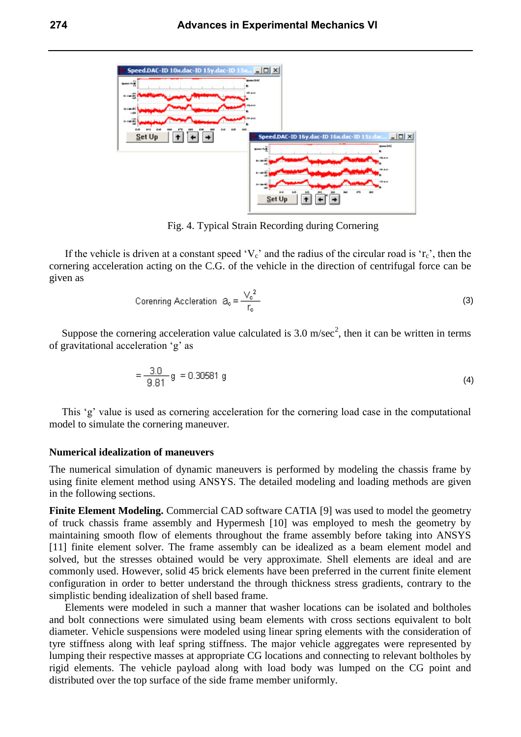Fig. 4. Typical Strain Recording during Cornering

If the vehicle is driven at a constant speed '$V_c$' and the radius of the circular road is '$r_c$', then the cornering acceleration acting on the C.G. of the vehicle in the direction of centrifugal force can be given as

$$\text{Corenring Accleration } \; a_c = \frac{V_c^2}{r_c} \tag{3}$$

Suppose the cornering acceleration value calculated is 3.0 m/sec$^2$, then it can be written in terms of gravitational acceleration 'g' as

$$= \frac{3.0}{9.81} g = 0.30581 \text{ g} \tag{4}$$

This 'g' value is used as cornering acceleration for the cornering load case in the computational model to simulate the cornering maneuver.

**Numerical idealization of maneuvers**

The numerical simulation of dynamic maneuvers is performed by modeling the chassis frame by using finite element method using ANSYS. The detailed modeling and loading methods are given in the following sections.

**Finite Element Modeling.** Commercial CAD software CATIA [9] was used to model the geometry of truck chassis frame assembly and Hypermesh [10] was employed to mesh the geometry by maintaining smooth flow of elements throughout the frame assembly before taking into ANSYS [11] finite element solver. The frame assembly can be idealized as a beam element model and solved, but the stresses obtained would be very approximate. Shell elements are ideal and are commonly used. However, solid 45 brick elements have been preferred in the current finite element configuration in order to better understand the through thickness stress gradients, contrary to the simplistic bending idealization of shell based frame.

Elements were modeled in such a manner that washer locations can be isolated and boltholes and bolt connections were simulated using beam elements with cross sections equivalent to bolt diameter. Vehicle suspensions were modeled using linear spring elements with the consideration of tyre stiffness along with leaf spring stiffness. The major vehicle aggregates were represented by lumping their respective masses at appropriate CG locations and connecting to relevant boltholes by rigid elements. The vehicle payload along with load body was lumped on the CG point and distributed over the top surface of the side frame member uniformly.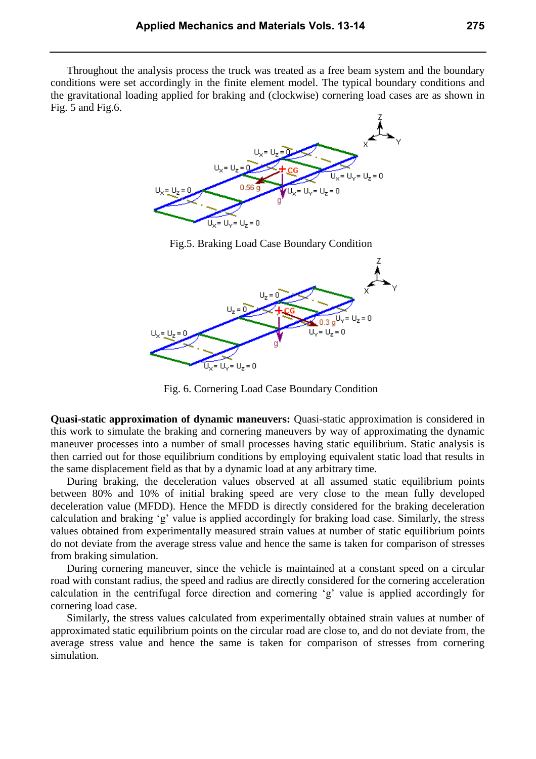Throughout the analysis process the truck was treated as a free beam system and the boundary conditions were set accordingly in the finite element model. The typical boundary conditions and the gravitational loading applied for braking and (clockwise) cornering load cases are as shown in Fig. 5 and Fig.6.

Fig.5. Braking Load Case Boundary Condition

Fig. 6. Cornering Load Case Boundary Condition

**Quasi-static approximation of dynamic maneuvers:** Quasi-static approximation is considered in this work to simulate the braking and cornering maneuvers by way of approximating the dynamic maneuver processes into a number of small processes having static equilibrium. Static analysis is then carried out for those equilibrium conditions by employing equivalent static load that results in the same displacement field as that by a dynamic load at any arbitrary time.

During braking, the deceleration values observed at all assumed static equilibrium points between 80% and 10% of initial braking speed are very close to the mean fully developed deceleration value (MFDD). Hence the MFDD is directly considered for the braking deceleration calculation and braking 'g' value is applied accordingly for braking load case. Similarly, the stress values obtained from experimentally measured strain values at number of static equilibrium points do not deviate from the average stress value and hence the same is taken for comparison of stresses from braking simulation.

During cornering maneuver, since the vehicle is maintained at a constant speed on a circular road with constant radius, the speed and radius are directly considered for the cornering acceleration calculation in the centrifugal force direction and cornering 'g' value is applied accordingly for cornering load case.

Similarly, the stress values calculated from experimentally obtained strain values at number of approximated static equilibrium points on the circular road are close to, and do not deviate from, the average stress value and hence the same is taken for comparison of stresses from cornering simulation.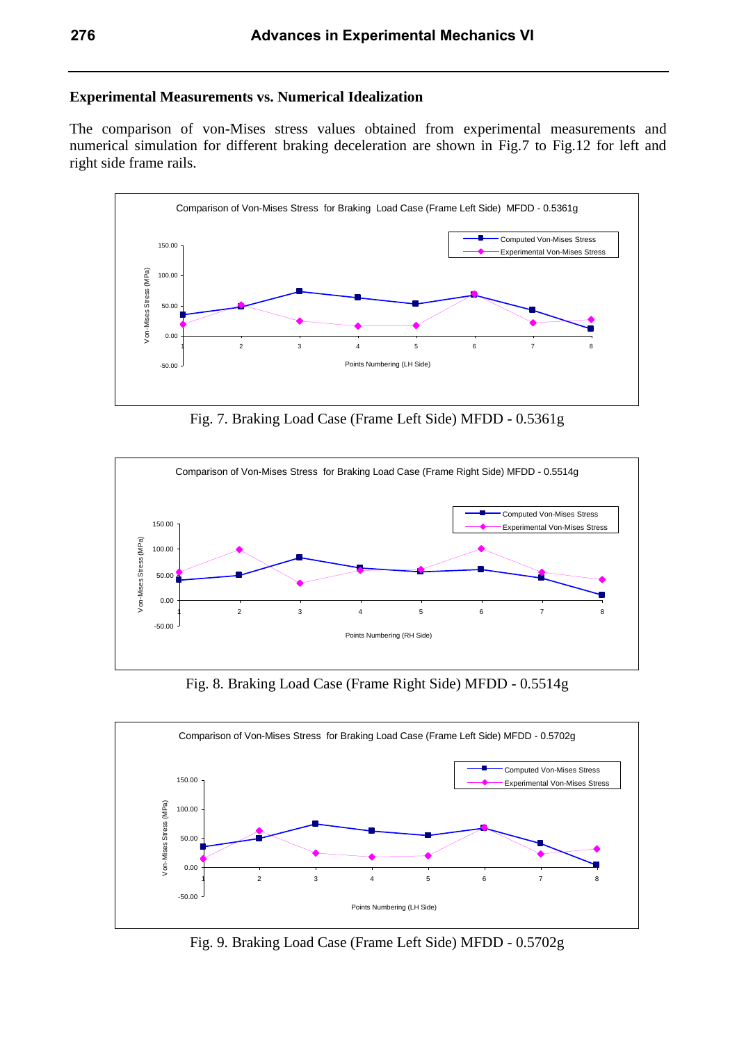### Experimental Measurements vs. Numerical Idealization

The comparison of von-Mises stress values obtained from experimental measurements and numerical simulation for different braking deceleration are shown in Fig.7 to Fig.12 for left and right side frame rails.

Fig. 7. Braking Load Case (Frame Left Side) MFDD - 0.5361g

Fig. 8. Braking Load Case (Frame Right Side) MFDD - 0.5514g

Fig. 9. Braking Load Case (Frame Left Side) MFDD - 0.5702g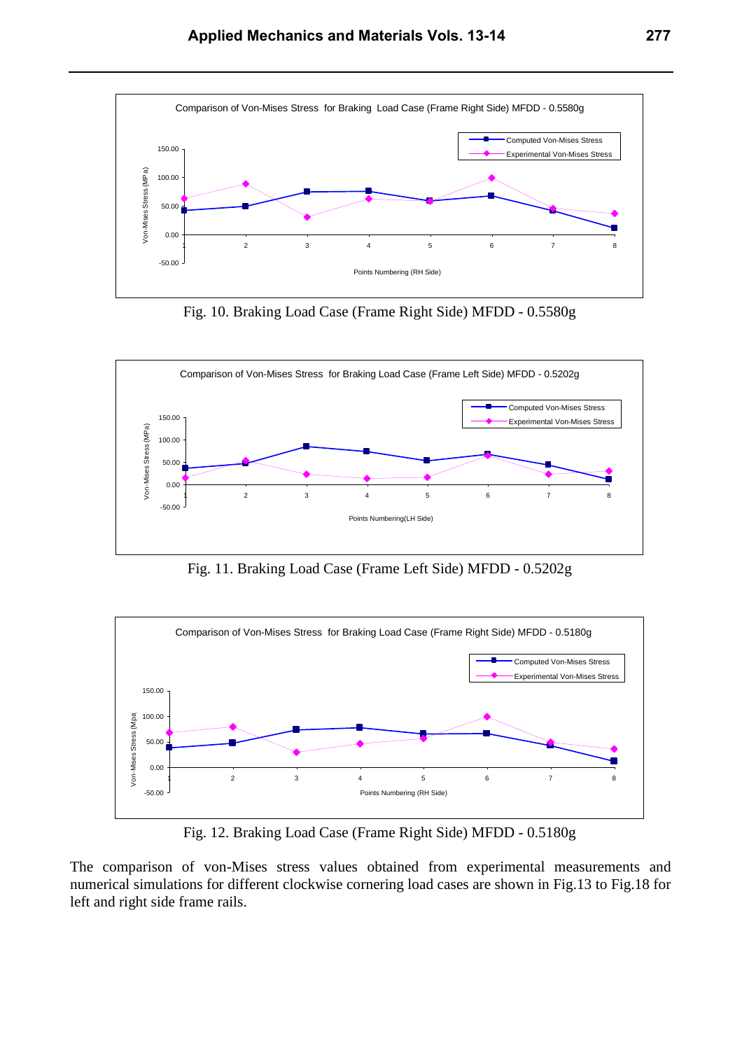Fig. 10. Braking Load Case (Frame Right Side) MFDD - 0.5580g

Fig. 11. Braking Load Case (Frame Left Side) MFDD - 0.5202g

Fig. 12. Braking Load Case (Frame Right Side) MFDD - 0.5180g

The comparison of von-Mises stress values obtained from experimental measurements and numerical simulations for different clockwise cornering load cases are shown in Fig.13 to Fig.18 for left and right side frame rails.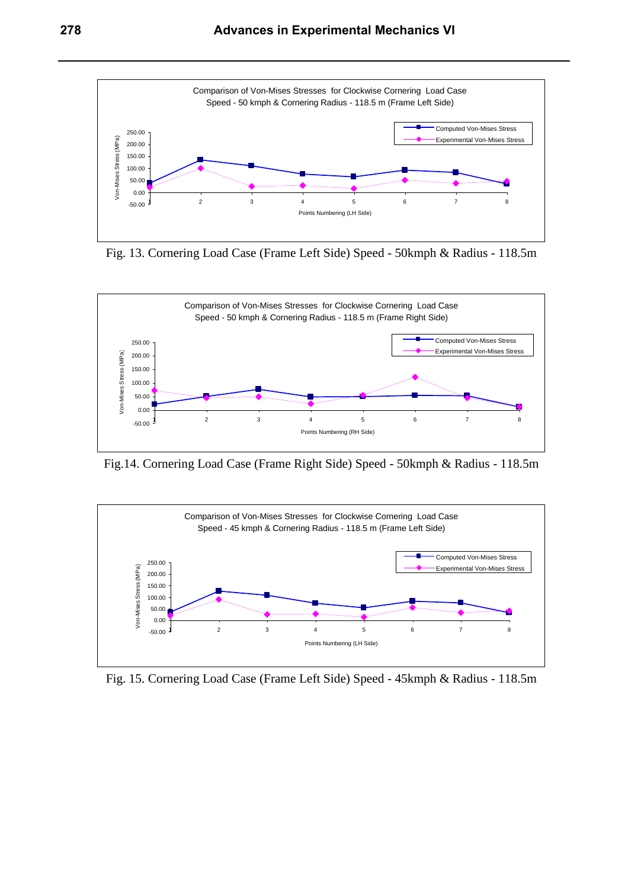Fig. 13. Cornering Load Case (Frame Left Side) Speed - 50kmph & Radius - 118.5m

Fig.14. Cornering Load Case (Frame Right Side) Speed - 50kmph & Radius - 118.5m

Fig. 15. Cornering Load Case (Frame Left Side) Speed - 45kmph & Radius - 118.5m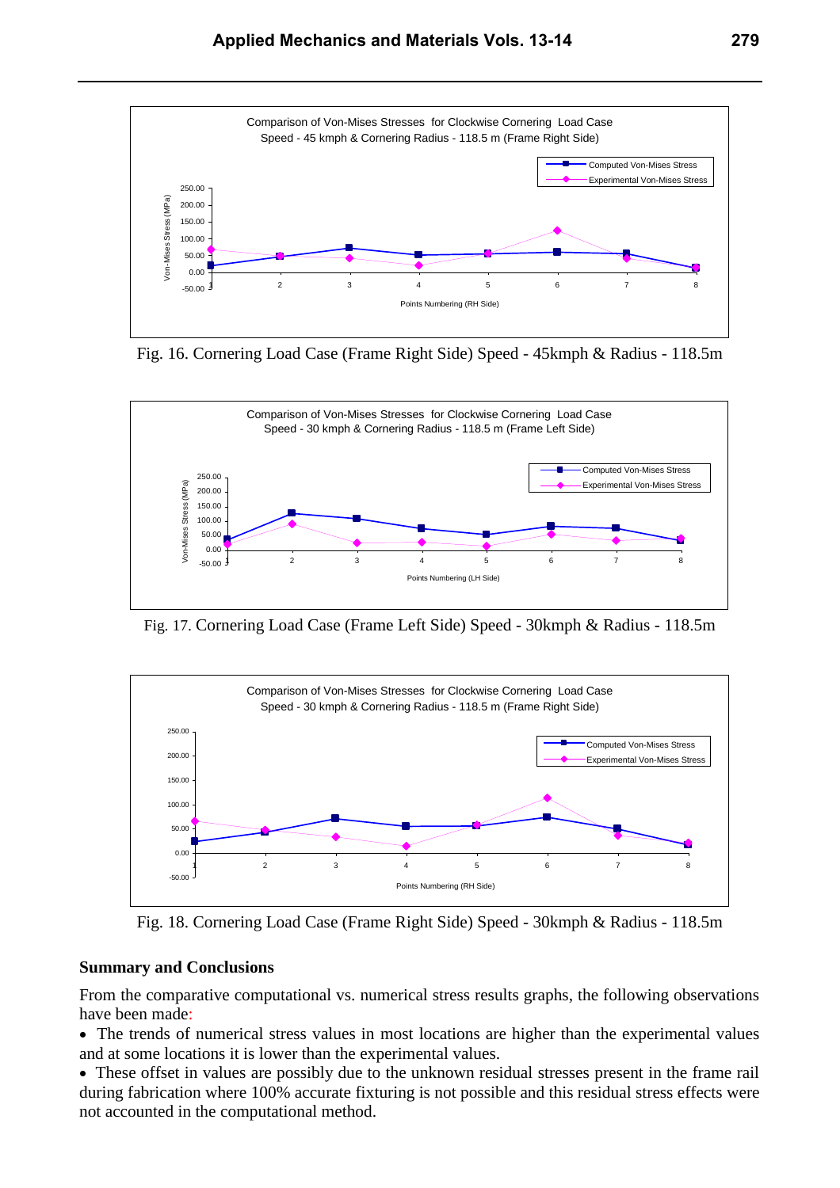Fig. 16. Cornering Load Case (Frame Right Side) Speed - 45kmph & Radius - 118.5m

Fig. 17. Cornering Load Case (Frame Left Side) Speed - 30kmph & Radius - 118.5m

Fig. 18. Cornering Load Case (Frame Right Side) Speed - 30kmph & Radius - 118.5m

## Summary and Conclusions

From the comparative computational vs. numerical stress results graphs, the following observations have been made:

- The trends of numerical stress values in most locations are higher than the experimental values and at some locations it is lower than the experimental values.
- These offset in values are possibly due to the unknown residual stresses present in the frame rail during fabrication where 100% accurate fixturing is not possible and this residual stress effects were not accounted in the computational method.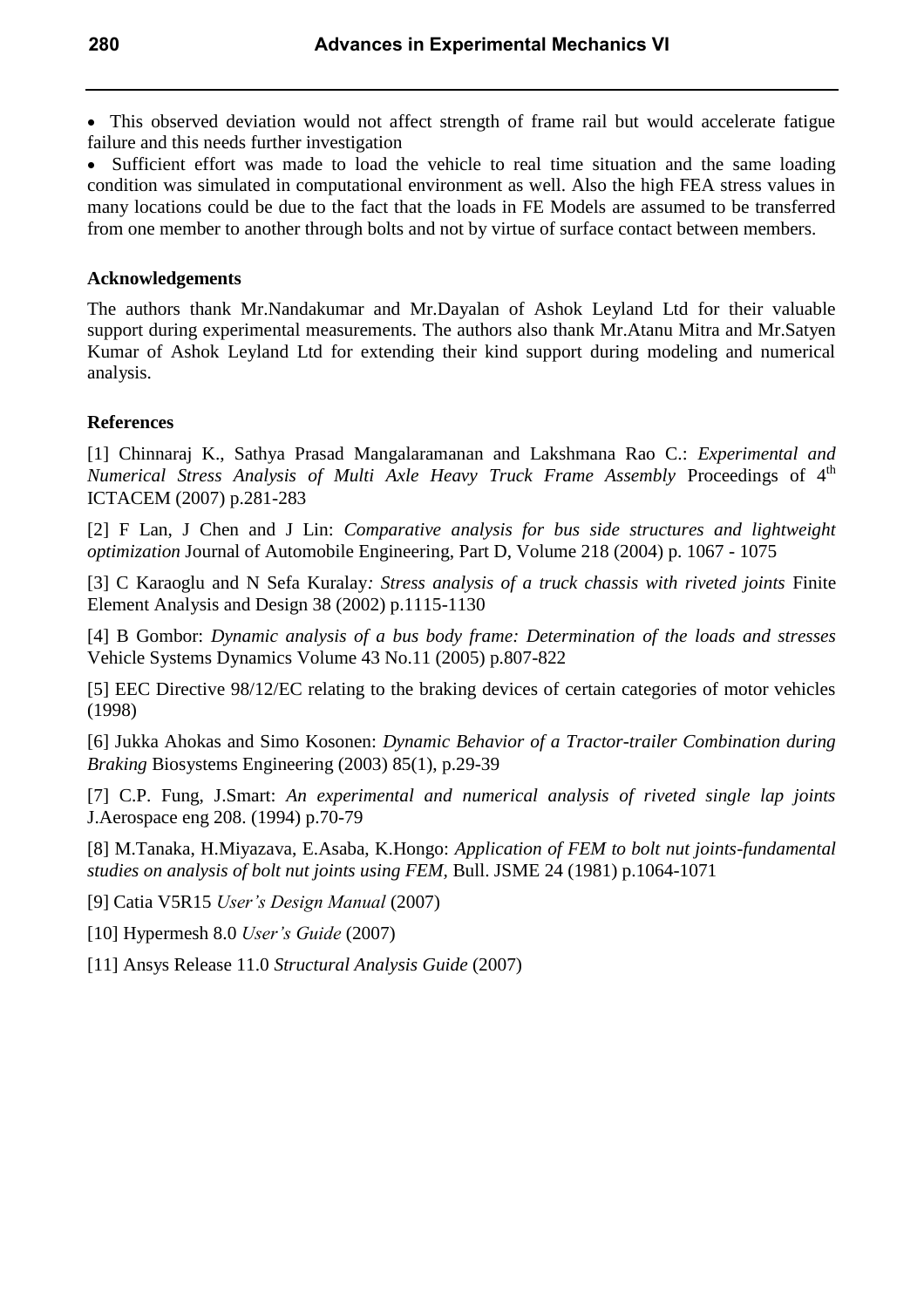- This observed deviation would not affect strength of frame rail but would accelerate fatigue failure and this needs further investigation
- Sufficient effort was made to load the vehicle to real time situation and the same loading condition was simulated in computational environment as well. Also the high FEA stress values in many locations could be due to the fact that the loads in FE Models are assumed to be transferred from one member to another through bolts and not by virtue of surface contact between members.

**Acknowledgements**

The authors thank Mr.Nandakumar and Mr.Dayalan of Ashok Leyland Ltd for their valuable support during experimental measurements. The authors also thank Mr.Atanu Mitra and Mr.Satyen Kumar of Ashok Leyland Ltd for extending their kind support during modeling and numerical analysis.

**References**

[1] Chinnaraj K., Sathya Prasad Mangalaramanan and Lakshmana Rao C.: *Experimental and Numerical Stress Analysis of Multi Axle Heavy Truck Frame Assembly* Proceedings of 4th ICTACEM (2007) p.281-283

[2] F Lan, J Chen and J Lin: *Comparative analysis for bus side structures and lightweight optimization* Journal of Automobile Engineering, Part D, Volume 218 (2004) p. 1067 - 1075

[3] C Karaoglu and N Sefa Kuralay*: Stress analysis of a truck chassis with riveted joints* Finite Element Analysis and Design 38 (2002) p.1115-1130

[4] B Gombor: *Dynamic analysis of a bus body frame: Determination of the loads and stresses* Vehicle Systems Dynamics Volume 43 No.11 (2005) p.807-822

[5] EEC Directive 98/12/EC relating to the braking devices of certain categories of motor vehicles (1998)

[6] Jukka Ahokas and Simo Kosonen: *Dynamic Behavior of a Tractor-trailer Combination during Braking* Biosystems Engineering (2003) 85(1), p.29-39

[7] C.P. Fung, J.Smart: *An experimental and numerical analysis of riveted single lap joints* J.Aerospace eng 208. (1994) p.70-79

[8] M.Tanaka, H.Miyazava, E.Asaba, K.Hongo: *Application of FEM to bolt nut joints-fundamental studies on analysis of bolt nut joints using FEM*, Bull. JSME 24 (1981) p.1064-1071

[9] Catia V5R15 *User's Design Manual* (2007)

[10] Hypermesh 8.0 *User's Guide* (2007)

[11] Ansys Release 11.0 *Structural Analysis Guide* (2007)